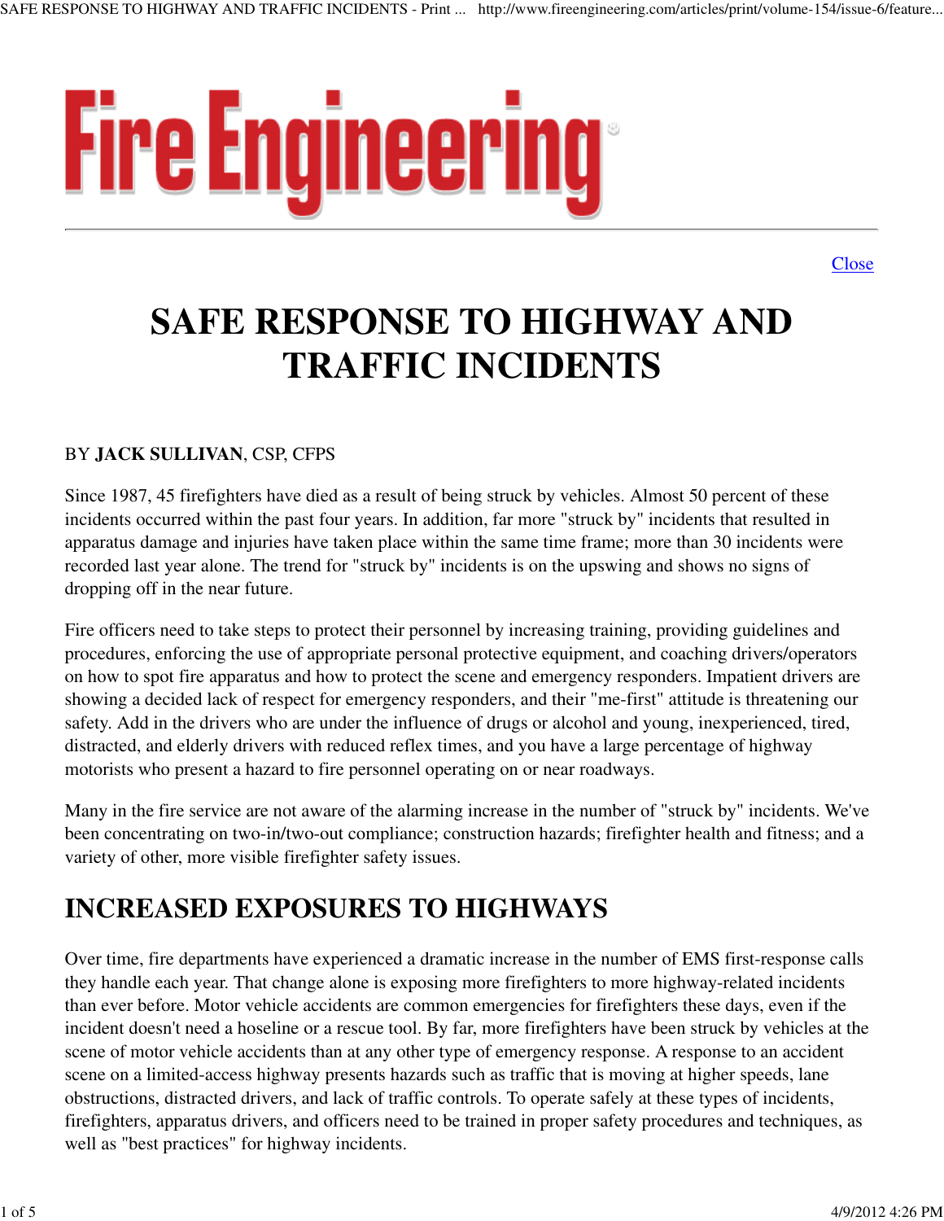Fire Engineering

# SAFE RESPONSE TO HIGHWAY AND TRAFFIC INCIDENTS

BY **JACK SULLIVAN**, CSP, CFPS

Since 1987, 45 firefighters have died as a result of being struck by vehicles. Almost 50 percent of these incidents occurred within the past four years. In addition, far more "struck by" incidents that resulted in apparatus damage and injuries have taken place within the same time frame; more than 30 incidents were recorded last year alone. The trend for "struck by" incidents is on the upswing and shows no signs of dropping off in the near future.

Fire officers need to take steps to protect their personnel by increasing training, providing guidelines and procedures, enforcing the use of appropriate personal protective equipment, and coaching drivers/operators on how to spot fire apparatus and how to protect the scene and emergency responders. Impatient drivers are showing a decided lack of respect for emergency responders, and their "me-first" attitude is threatening our safety. Add in the drivers who are under the influence of drugs or alcohol and young, inexperienced, tired, distracted, and elderly drivers with reduced reflex times, and you have a large percentage of highway motorists who present a hazard to fire personnel operating on or near roadways.

Many in the fire service are not aware of the alarming increase in the number of "struck by" incidents. We've been concentrating on two-in/two-out compliance; construction hazards; firefighter health and fitness; and a variety of other, more visible firefighter safety issues.

## INCREASED EXPOSURES TO HIGHWAYS

Over time, fire departments have experienced a dramatic increase in the number of EMS first-response calls they handle each year. That change alone is exposing more firefighters to more highway-related incidents than ever before. Motor vehicle accidents are common emergencies for firefighters these days, even if the incident doesn't need a hoseline or a rescue tool. By far, more firefighters have been struck by vehicles at the scene of motor vehicle accidents than at any other type of emergency response. A response to an accident scene on a limited-access highway presents hazards such as traffic that is moving at higher speeds, lane obstructions, distracted drivers, and lack of traffic controls. To operate safely at these types of incidents, firefighters, apparatus drivers, and officers need to be trained in proper safety procedures and techniques, as well as "best practices" for highway incidents.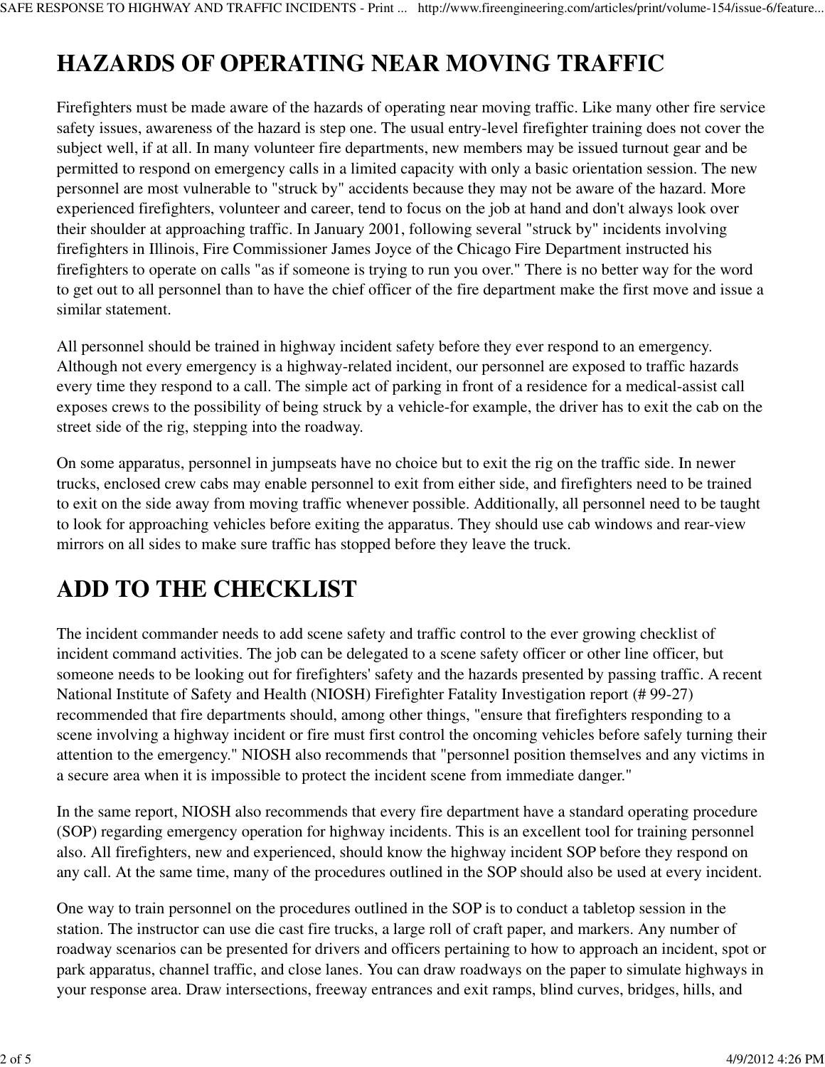# HAZARDS OF OPERATING NEAR MOVING TRAFFIC

Firefighters must be made aware of the hazards of operating near moving traffic. Like many other fire service safety issues, awareness of the hazard is step one. The usual entry-level firefighter training does not cover the subject well, if at all. In many volunteer fire departments, new members may be issued turnout gear and be permitted to respond on emergency calls in a limited capacity with only a basic orientation session. The new personnel are most vulnerable to "struck by" accidents because they may not be aware of the hazard. More experienced firefighters, volunteer and career, tend to focus on the job at hand and don't always look over their shoulder at approaching traffic. In January 2001, following several "struck by" incidents involving firefighters in Illinois, Fire Commissioner James Joyce of the Chicago Fire Department instructed his firefighters to operate on calls "as if someone is trying to run you over." There is no better way for the word to get out to all personnel than to have the chief officer of the fire department make the first move and issue a similar statement.

All personnel should be trained in highway incident safety before they ever respond to an emergency. Although not every emergency is a highway-related incident, our personnel are exposed to traffic hazards every time they respond to a call. The simple act of parking in front of a residence for a medical-assist call exposes crews to the possibility of being struck by a vehicle-for example, the driver has to exit the cab on the street side of the rig, stepping into the roadway.

On some apparatus, personnel in jumpseats have no choice but to exit the rig on the traffic side. In newer trucks, enclosed crew cabs may enable personnel to exit from either side, and firefighters need to be trained to exit on the side away from moving traffic whenever possible. Additionally, all personnel need to be taught to look for approaching vehicles before exiting the apparatus. They should use cab windows and rear-view mirrors on all sides to make sure traffic has stopped before they leave the truck.

# ADD TO THE CHECKLIST

The incident commander needs to add scene safety and traffic control to the ever growing checklist of incident command activities. The job can be delegated to a scene safety officer or other line officer, but someone needs to be looking out for firefighters' safety and the hazards presented by passing traffic. A recent National Institute of Safety and Health (NIOSH) Firefighter Fatality Investigation report (# 99-27) recommended that fire departments should, among other things, "ensure that firefighters responding to a scene involving a highway incident or fire must first control the oncoming vehicles before safely turning their attention to the emergency." NIOSH also recommends that "personnel position themselves and any victims in a secure area when it is impossible to protect the incident scene from immediate danger."

In the same report, NIOSH also recommends that every fire department have a standard operating procedure (SOP) regarding emergency operation for highway incidents. This is an excellent tool for training personnel also. All firefighters, new and experienced, should know the highway incident SOP before they respond on any call. At the same time, many of the procedures outlined in the SOP should also be used at every incident.

One way to train personnel on the procedures outlined in the SOP is to conduct a tabletop session in the station. The instructor can use die cast fire trucks, a large roll of craft paper, and markers. Any number of roadway scenarios can be presented for drivers and officers pertaining to how to approach an incident, spot or park apparatus, channel traffic, and close lanes. You can draw roadways on the paper to simulate highways in your response area. Draw intersections, freeway entrances and exit ramps, blind curves, bridges, hills, and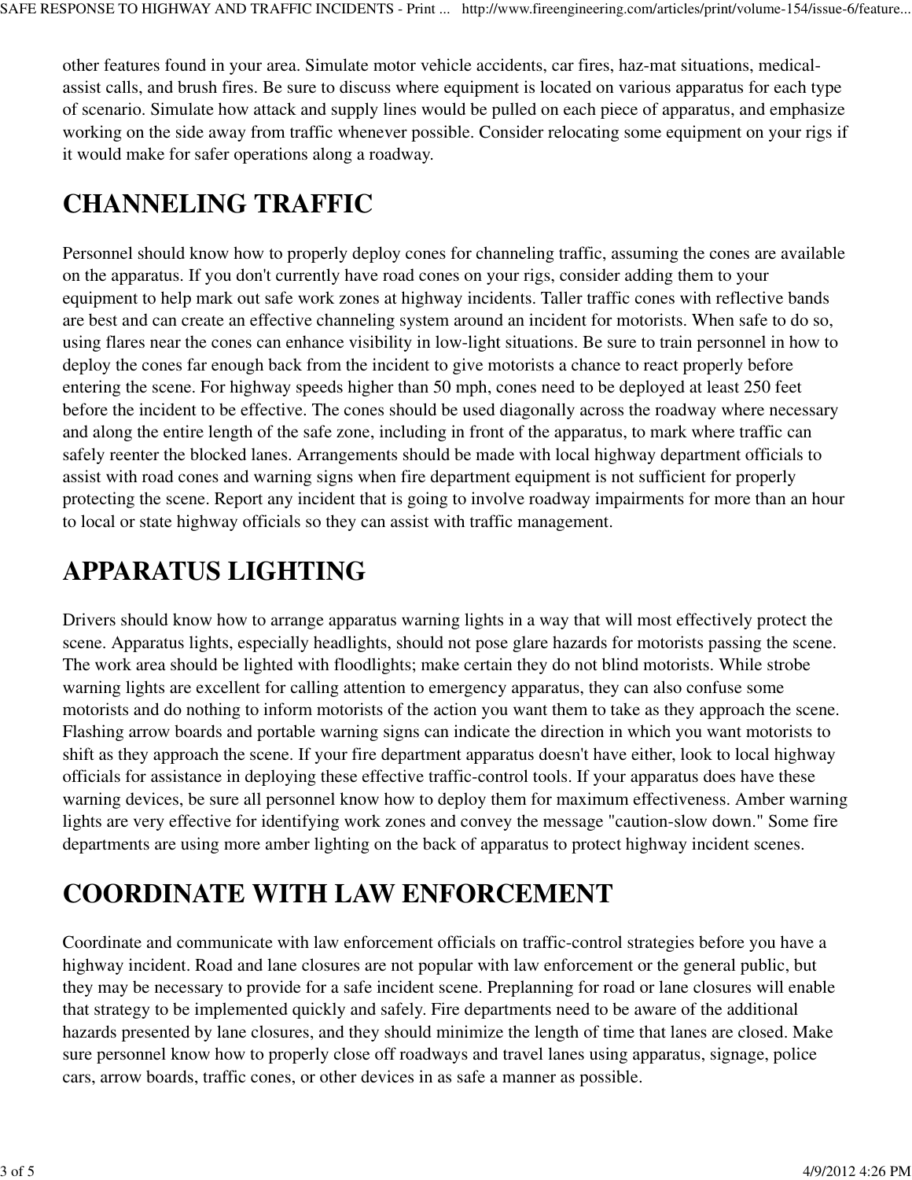other features found in your area. Simulate motor vehicle accidents, car fires, haz-mat situations, medical-assist calls, and brush fires. Be sure to discuss where equipment is located on various apparatus for each type of scenario. Simulate how attack and supply lines would be pulled on each piece of apparatus, and emphasize working on the side away from traffic whenever possible. Consider relocating some equipment on your rigs if it would make for safer operations along a roadway.

# CHANNELING TRAFFIC

Personnel should know how to properly deploy cones for channeling traffic, assuming the cones are available on the apparatus. If you don't currently have road cones on your rigs, consider adding them to your equipment to help mark out safe work zones at highway incidents. Taller traffic cones with reflective bands are best and can create an effective channeling system around an incident for motorists. When safe to do so, using flares near the cones can enhance visibility in low-light situations. Be sure to train personnel in how to deploy the cones far enough back from the incident to give motorists a chance to react properly before entering the scene. For highway speeds higher than 50 mph, cones need to be deployed at least 250 feet before the incident to be effective. The cones should be used diagonally across the roadway where necessary and along the entire length of the safe zone, including in front of the apparatus, to mark where traffic can safely reenter the blocked lanes. Arrangements should be made with local highway department officials to assist with road cones and warning signs when fire department equipment is not sufficient for properly protecting the scene. Report any incident that is going to involve roadway impairments for more than an hour to local or state highway officials so they can assist with traffic management.

# APPARATUS LIGHTING

Drivers should know how to arrange apparatus warning lights in a way that will most effectively protect the scene. Apparatus lights, especially headlights, should not pose glare hazards for motorists passing the scene. The work area should be lighted with floodlights; make certain they do not blind motorists. While strobe warning lights are excellent for calling attention to emergency apparatus, they can also confuse some motorists and do nothing to inform motorists of the action you want them to take as they approach the scene. Flashing arrow boards and portable warning signs can indicate the direction in which you want motorists to shift as they approach the scene. If your fire department apparatus doesn't have either, look to local highway officials for assistance in deploying these effective traffic-control tools. If your apparatus does have these warning devices, be sure all personnel know how to deploy them for maximum effectiveness. Amber warning lights are very effective for identifying work zones and convey the message "caution-slow down." Some fire departments are using more amber lighting on the back of apparatus to protect highway incident scenes.

# COORDINATE WITH LAW ENFORCEMENT

Coordinate and communicate with law enforcement officials on traffic-control strategies before you have a highway incident. Road and lane closures are not popular with law enforcement or the general public, but they may be necessary to provide for a safe incident scene. Preplanning for road or lane closures will enable that strategy to be implemented quickly and safely. Fire departments need to be aware of the additional hazards presented by lane closures, and they should minimize the length of time that lanes are closed. Make sure personnel know how to properly close off roadways and travel lanes using apparatus, signage, police cars, arrow boards, traffic cones, or other devices in as safe a manner as possible.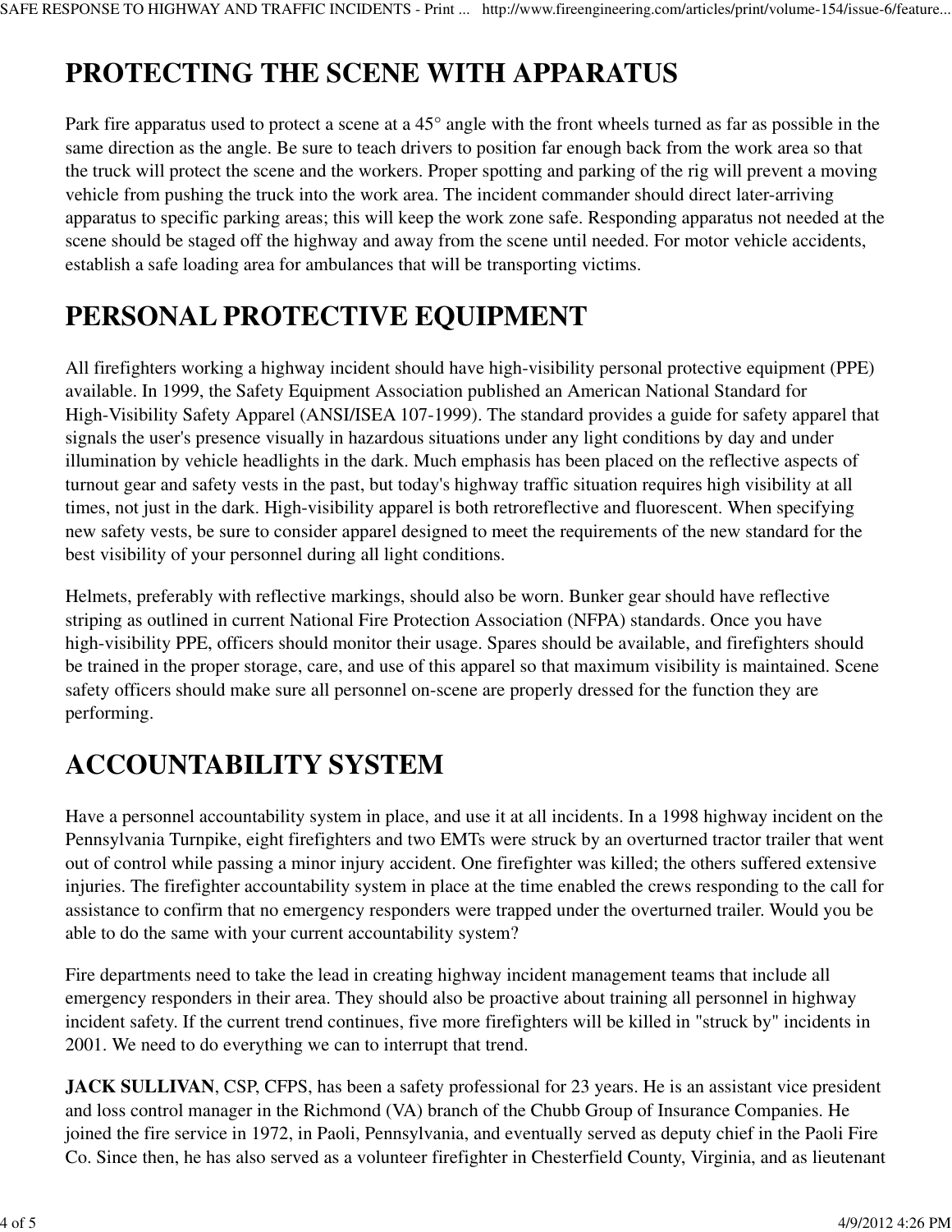# PROTECTING THE SCENE WITH APPARATUS

Park fire apparatus used to protect a scene at a 45° angle with the front wheels turned as far as possible in the same direction as the angle. Be sure to teach drivers to position far enough back from the work area so that the truck will protect the scene and the workers. Proper spotting and parking of the rig will prevent a moving vehicle from pushing the truck into the work area. The incident commander should direct later-arriving apparatus to specific parking areas; this will keep the work zone safe. Responding apparatus not needed at the scene should be staged off the highway and away from the scene until needed. For motor vehicle accidents, establish a safe loading area for ambulances that will be transporting victims.

# PERSONAL PROTECTIVE EQUIPMENT

All firefighters working a highway incident should have high-visibility personal protective equipment (PPE) available. In 1999, the Safety Equipment Association published an American National Standard for High-Visibility Safety Apparel (ANSI/ISEA 107-1999). The standard provides a guide for safety apparel that signals the user's presence visually in hazardous situations under any light conditions by day and under illumination by vehicle headlights in the dark. Much emphasis has been placed on the reflective aspects of turnout gear and safety vests in the past, but today's highway traffic situation requires high visibility at all times, not just in the dark. High-visibility apparel is both retroreflective and fluorescent. When specifying new safety vests, be sure to consider apparel designed to meet the requirements of the new standard for the best visibility of your personnel during all light conditions.

Helmets, preferably with reflective markings, should also be worn. Bunker gear should have reflective striping as outlined in current National Fire Protection Association (NFPA) standards. Once you have high-visibility PPE, officers should monitor their usage. Spares should be available, and firefighters should be trained in the proper storage, care, and use of this apparel so that maximum visibility is maintained. Scene safety officers should make sure all personnel on-scene are properly dressed for the function they are performing.

# ACCOUNTABILITY SYSTEM

Have a personnel accountability system in place, and use it at all incidents. In a 1998 highway incident on the Pennsylvania Turnpike, eight firefighters and two EMTs were struck by an overturned tractor trailer that went out of control while passing a minor injury accident. One firefighter was killed; the others suffered extensive injuries. The firefighter accountability system in place at the time enabled the crews responding to the call for assistance to confirm that no emergency responders were trapped under the overturned trailer. Would you be able to do the same with your current accountability system?

Fire departments need to take the lead in creating highway incident management teams that include all emergency responders in their area. They should also be proactive about training all personnel in highway incident safety. If the current trend continues, five more firefighters will be killed in "struck by" incidents in 2001. We need to do everything we can to interrupt that trend.

**JACK SULLIVAN**, CSP, CFPS, has been a safety professional for 23 years. He is an assistant vice president and loss control manager in the Richmond (VA) branch of the Chubb Group of Insurance Companies. He joined the fire service in 1972, in Paoli, Pennsylvania, and eventually served as deputy chief in the Paoli Fire Co. Since then, he has also served as a volunteer firefighter in Chesterfield County, Virginia, and as lieutenant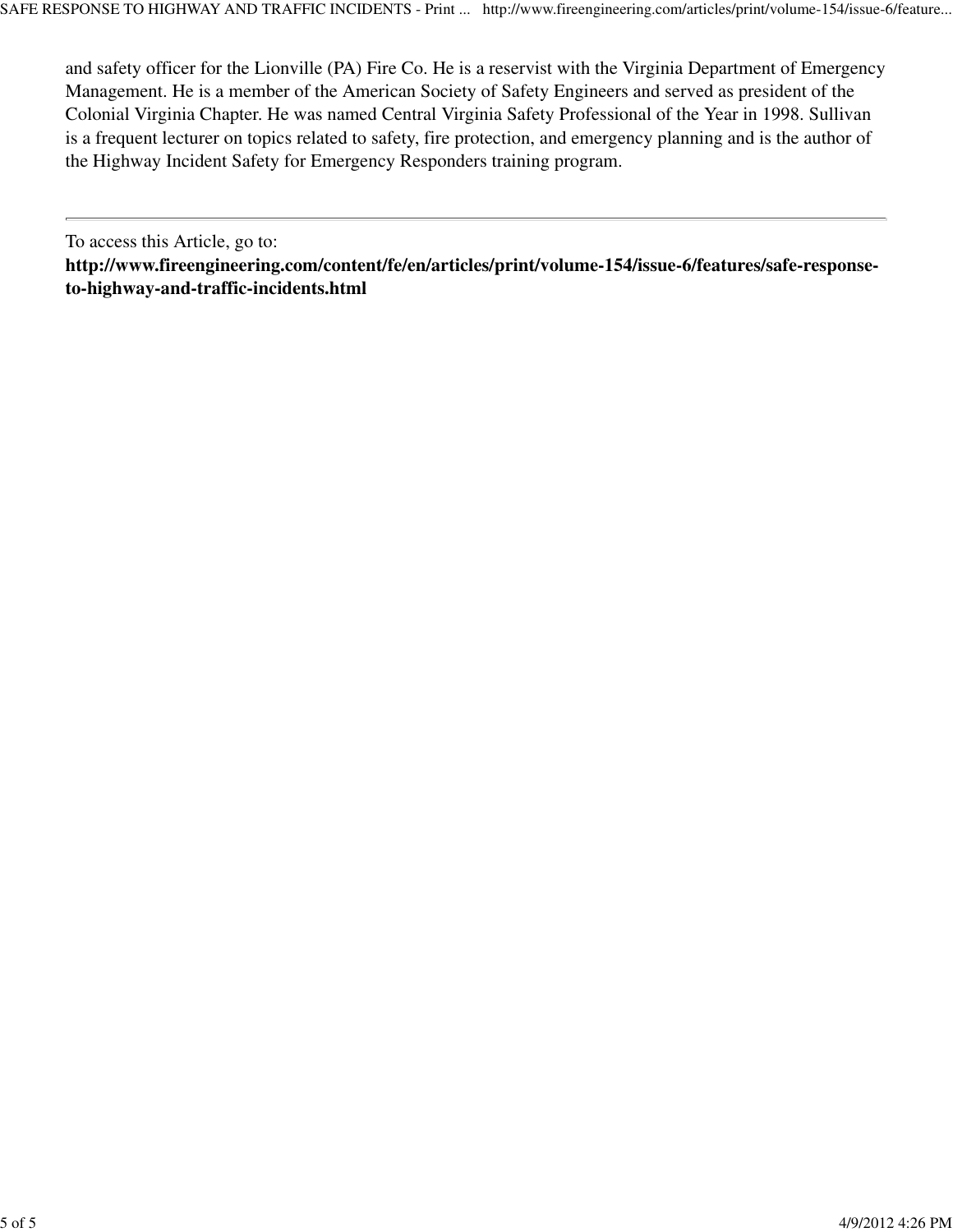and safety officer for the Lionville (PA) Fire Co. He is a reservist with the Virginia Department of Emergency Management. He is a member of the American Society of Safety Engineers and served as president of the Colonial Virginia Chapter. He was named Central Virginia Safety Professional of the Year in 1998. Sullivan is a frequent lecturer on topics related to safety, fire protection, and emergency planning and is the author of the Highway Incident Safety for Emergency Responders training program.

---

To access this Article, go to:
**http://www.fireengineering.com/content/fe/en/articles/print/volume-154/issue-6/features/safe-response-to-highway-and-traffic-incidents.html**